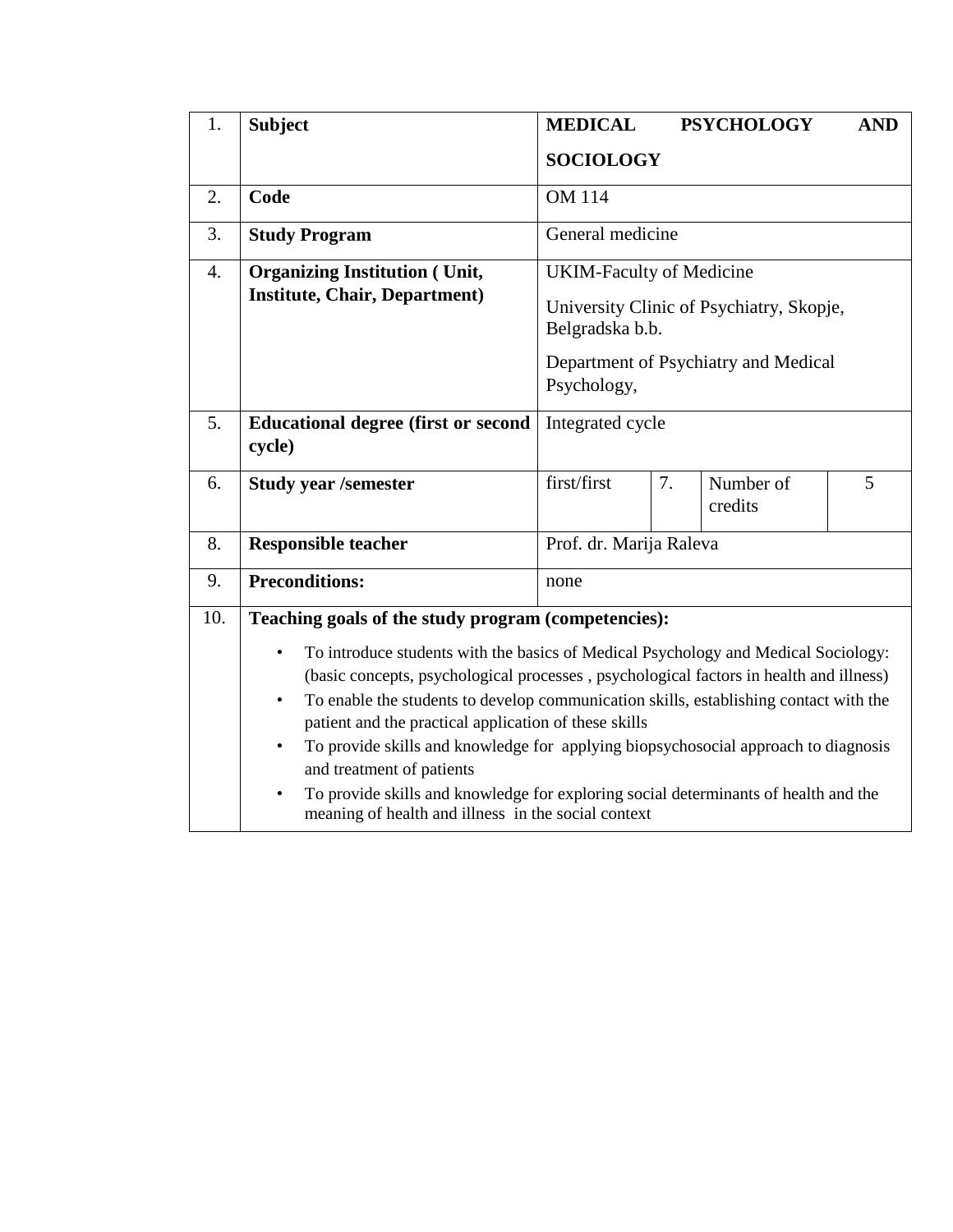| 1. | **Subject** | **MEDICAL PSYCHOLOGY AND SOCIOLOGY** | | | |
|---|---|---|---|---|---|
| 2. | **Code** | OM 114 | | | |
| 3. | **Study Program** | General medicine | | | |
| 4. | **Organizing Institution ( Unit, Institute, Chair, Department)** | UKIM-Faculty of Medicine<br>University Clinic of Psychiatry, Skopje, Belgradska b.b.<br>Department of Psychiatry and Medical Psychology, | | | |
| 5. | **Educational degree (first or second cycle)** | Integrated cycle | | | |
| 6. | **Study year /semester** | first/first | 7. | Number of credits | 5 |
| 8. | **Responsible teacher** | Prof. dr. Marija Raleva | | | |
| 9. | **Preconditions:** | none | | | |
| 10. | **Teaching goals of the study program (competencies):**<br>• To introduce students with the basics of Medical Psychology and Medical Sociology: (basic concepts, psychological processes , psychological factors in health and illness)<br>• To enable the students to develop communication skills, establishing contact with the patient and the practical application of these skills<br>• To provide skills and knowledge for applying biopsychosocial approach to diagnosis and treatment of patients<br>• To provide skills and knowledge for exploring social determinants of health and the meaning of health and illness in the social context | | | | |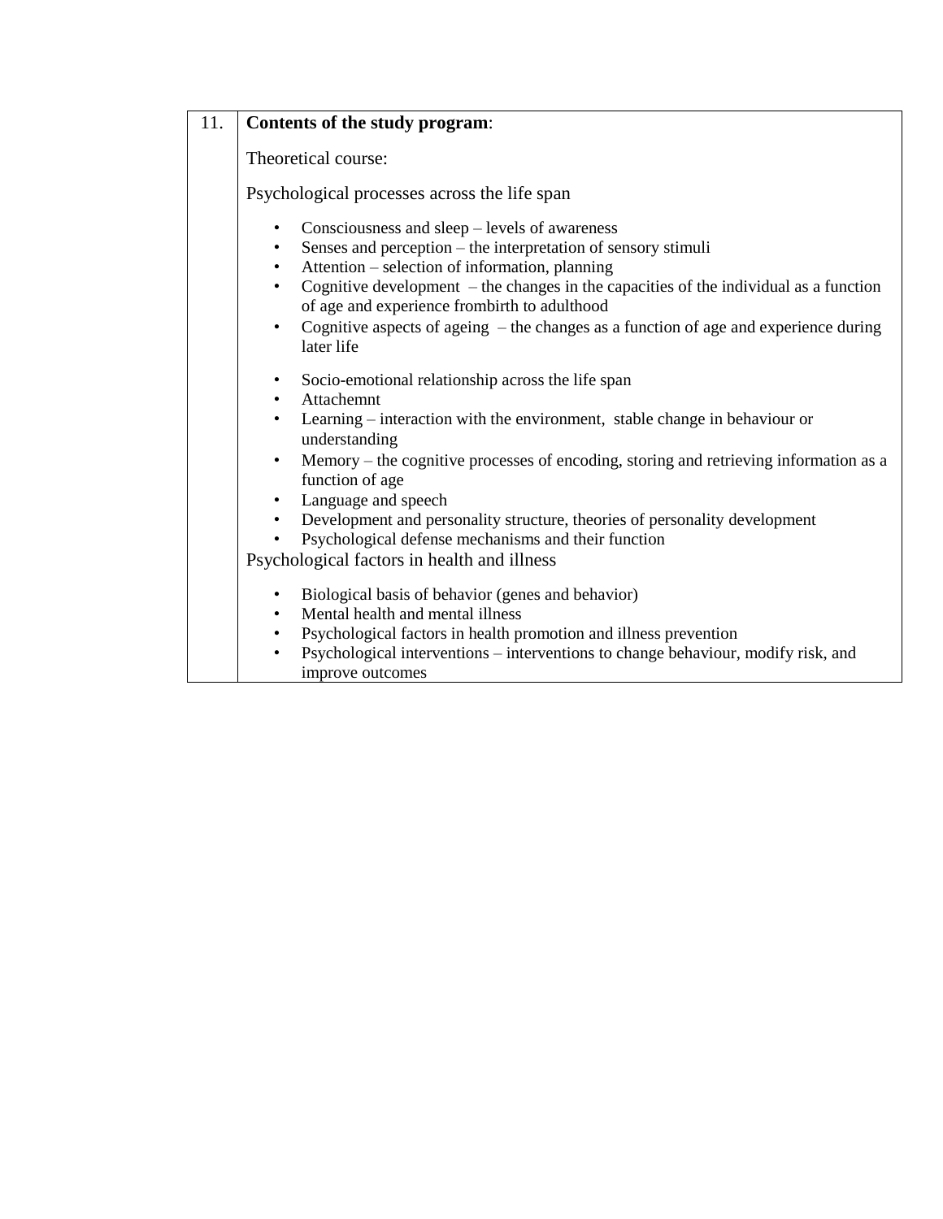| 11. | **Contents of the study program**: |
|---|---|

Theoretical course:

Psychological processes across the life span

- Consciousness and sleep – levels of awareness
- Senses and perception – the interpretation of sensory stimuli
- Attention – selection of information, planning
- Cognitive development – the changes in the capacities of the individual as a function of age and experience frombirth to adulthood
- Cognitive aspects of ageing – the changes as a function of age and experience during later life

- Socio-emotional relationship across the life span
- Attachemnt
- Learning – interaction with the environment, stable change in behaviour or understanding
- Memory – the cognitive processes of encoding, storing and retrieving information as a function of age
- Language and speech
- Development and personality structure, theories of personality development
- Psychological defense mechanisms and their function

Psychological factors in health and illness

- Biological basis of behavior (genes and behavior)
- Mental health and mental illness
- Psychological factors in health promotion and illness prevention
- Psychological interventions – interventions to change behaviour, modify risk, and improve outcomes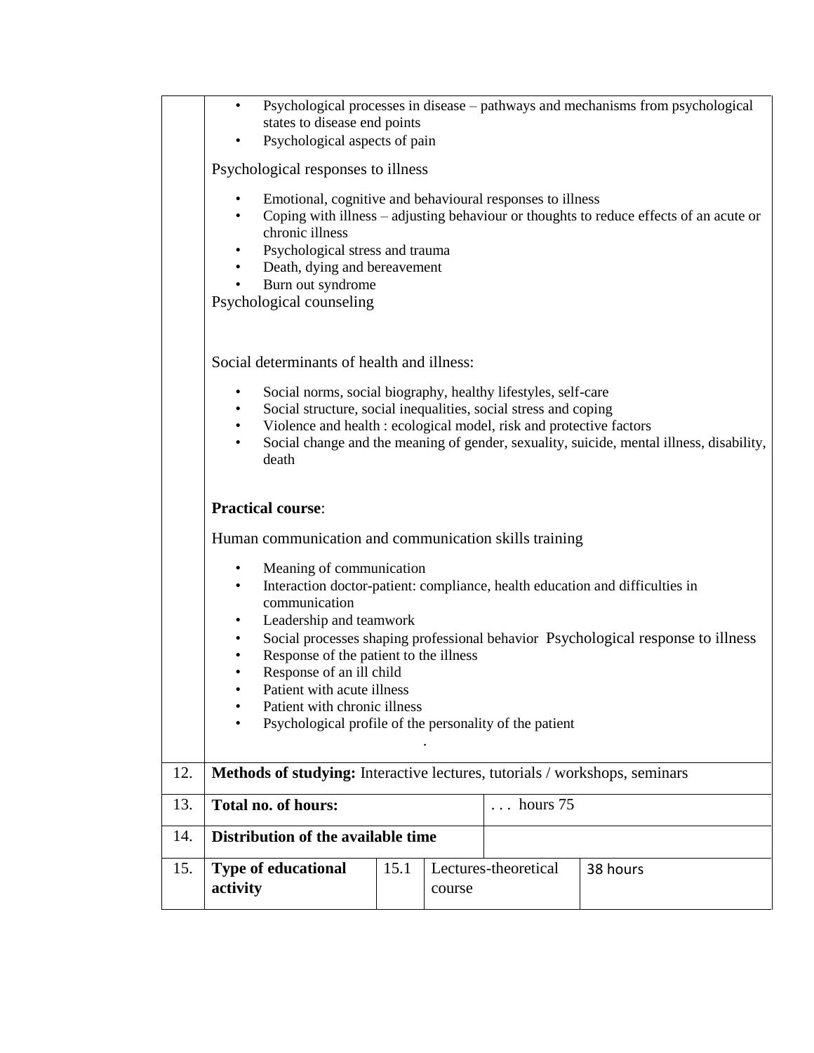| | |
|---|---|
| | • Psychological processes in disease – pathways and mechanisms from psychological states to disease end points<br>• Psychological aspects of pain<br><br>Psychological responses to illness<br><br>• Emotional, cognitive and behavioural responses to illness<br>• Coping with illness – adjusting behaviour or thoughts to reduce effects of an acute or chronic illness<br>• Psychological stress and trauma<br>• Death, dying and bereavement<br>• Burn out syndrome<br><br>Psychological counseling<br><br>Social determinants of health and illness:<br><br>• Social norms, social biography, healthy lifestyles, self-care<br>• Social structure, social inequalities, social stress and coping<br>• Violence and health : ecological model, risk and protective factors<br>• Social change and the meaning of gender, sexuality, suicide, mental illness, disability, death<br><br>**Practical course**:<br><br>Human communication and communication skills training<br><br>• Meaning of communication<br>• Interaction doctor-patient: compliance, health education and difficulties in communication<br>• Leadership and teamwork<br>• Social processes shaping professional behavior Psychological response to illness<br>• Response of the patient to the illness<br>• Response of an ill child<br>• Patient with acute illness<br>• Patient with chronic illness<br>• Psychological profile of the personality of the patient<br><br>. |

| | | | | |
|---|---|---|---|---|
| 12. | **Methods of studying:** Interactive lectures, tutorials / workshops, seminars | | | |
| 13. | **Total no. of hours:** | | . . . hours 75 | |
| 14. | **Distribution of the available time** | | | |
| 15. | **Type of educational activity** | 15.1 | Lectures-theoretical course | 38 hours |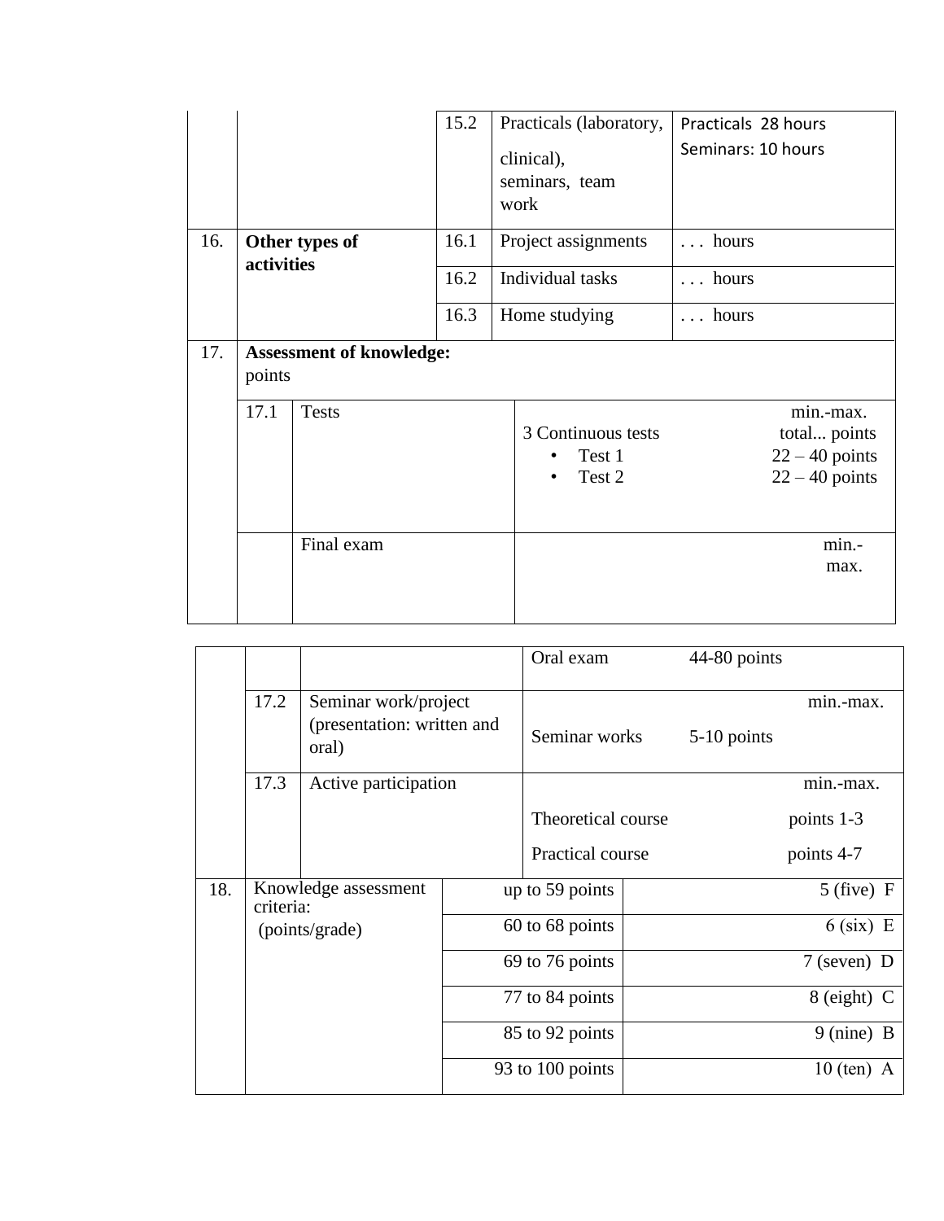| | | | |
|---|---|---|---|
| | | 15.2 | Practicals (laboratory, clinical), seminars, team work | Practicals 28 hours<br>Seminars: 10 hours |
| 16. | **Other types of activities** | 16.1 | Project assignments | . . . hours |
| | | 16.2 | Individual tasks | . . . hours |
| | | 16.3 | Home studying | . . . hours |

| | | | |
|---|---|---|---|
| 17. | **Assessment of knowledge:** points | | |
| | 17.1 | Tests | min.-max. total... points<br>3 Continuous tests<br>• Test 1 22 – 40 points<br>• Test 2 22 – 40 points |
| | | Final exam | min.-max.<br>Oral exam 44-80 points |
| | 17.2 | Seminar work/project (presentation: written and oral) | min.-max.<br>Seminar works 5-10 points |
| | 17.3 | Active participation | min.-max.<br>Theoretical course points 1-3<br>Practical course points 4-7 |

| | | | |
|---|---|---|---|
| 18. | Knowledge assessment criteria: (points/grade) | up to 59 points | 5 (five) F |
| | | 60 to 68 points | 6 (six) E |
| | | 69 to 76 points | 7 (seven) D |
| | | 77 to 84 points | 8 (eight) C |
| | | 85 to 92 points | 9 (nine) B |
| | | 93 to 100 points | 10 (ten) A |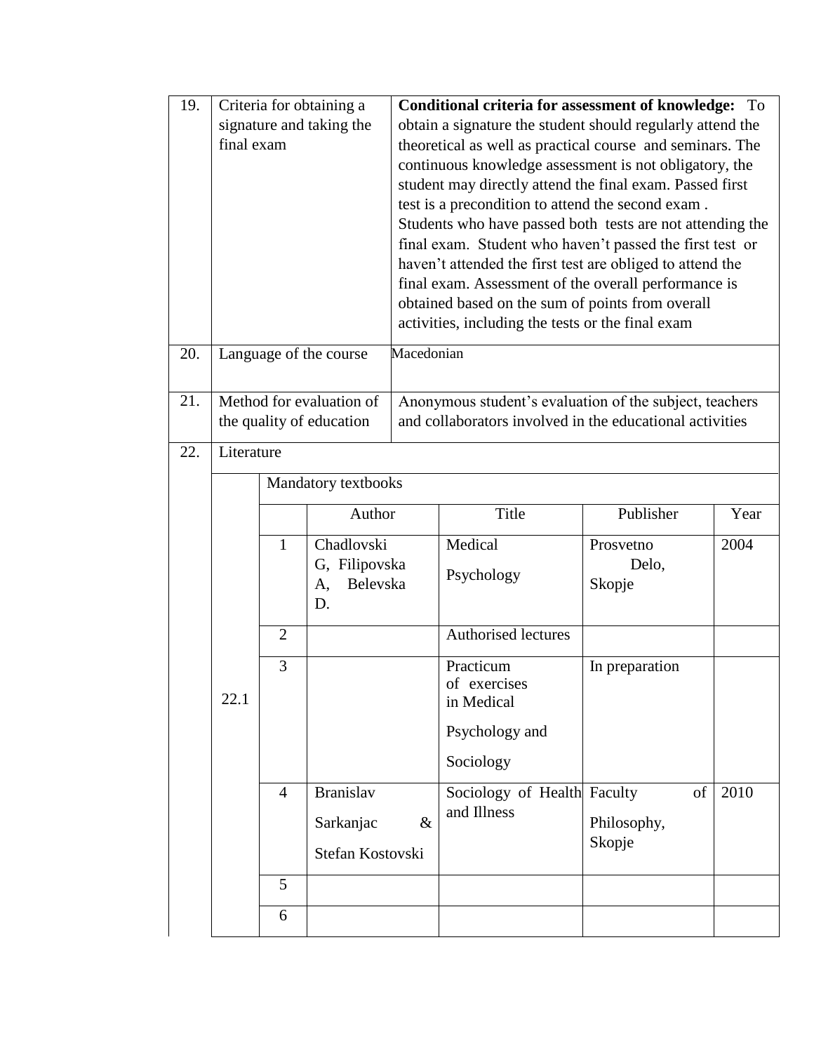| 19. | Criteria for obtaining a signature and taking the final exam | **Conditional criteria for assessment of knowledge:** To obtain a signature the student should regularly attend the theoretical as well as practical course and seminars. The continuous knowledge assessment is not obligatory, the student may directly attend the final exam. Passed first test is a precondition to attend the second exam . Students who have passed both tests are not attending the final exam. Student who haven't passed the first test or haven't attended the first test are obliged to attend the final exam. Assessment of the overall performance is obtained based on the sum of points from overall activities, including the tests or the final exam |
|---|---|---|
| 20. | Language of the course | Macedonian |
| 21. | Method for evaluation of the quality of education | Anonymous student's evaluation of the subject, teachers and collaborators involved in the educational activities |
| 22. | Literature | |

| | | | | | |
|---|---|---|---|---|---|
| 22.1 | Mandatory textbooks | | | | |
| | | Author | Title | Publisher | Year |
| | 1 | Chadlovski G, Filipovska A, Belevska D. | Medical Psychology | Prosvetno Delo, Skopje | 2004 |
| | 2 | | Authorised lectures | | |
| | 3 | | Practicum of exercises in Medical Psychology and Sociology | In preparation | |
| | 4 | Branislav Sarkanjac & Stefan Kostovski | Sociology of Health and Illness | Faculty of Philosophy, Skopje | 2010 |
| | 5 | | | | |
| | 6 | | | | |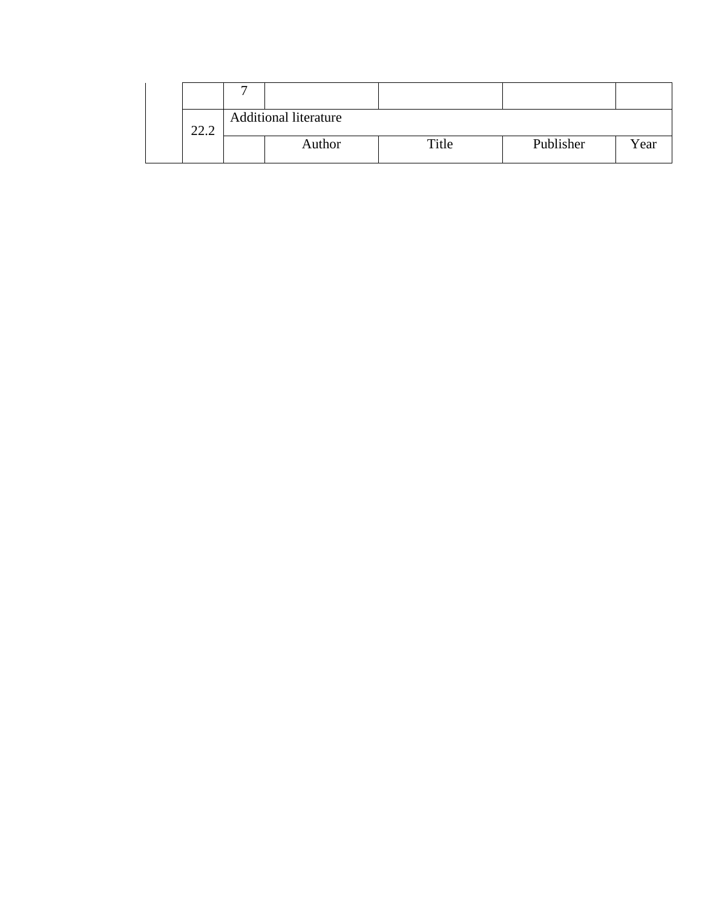| | | | | | | |
|---|---|---|---|---|---|---|
| | | 7 | | | | |
| | 22.2 | Additional literature | | | | |
| | | | Author | Title | Publisher | Year |